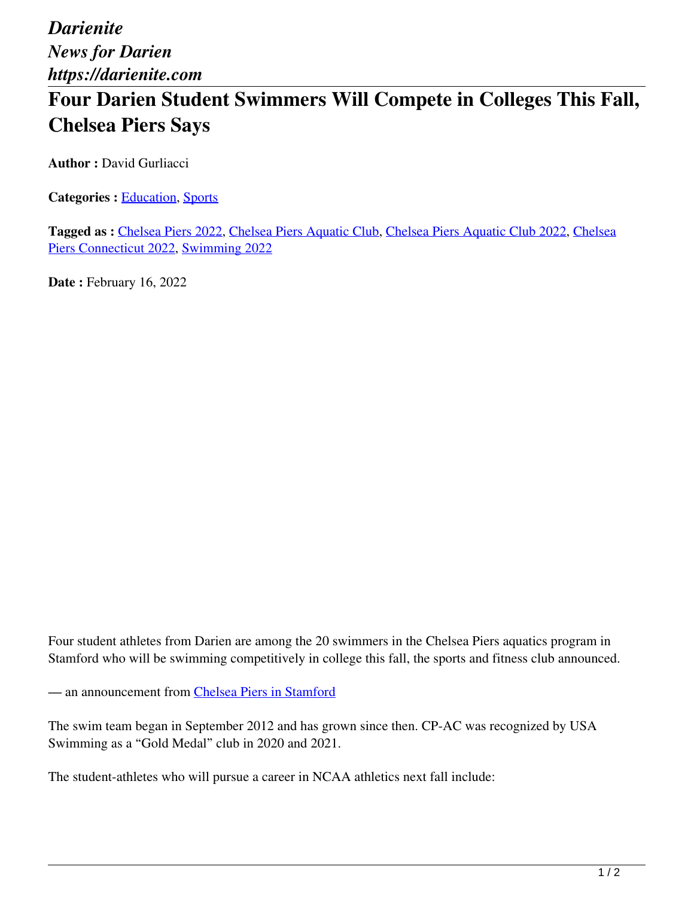*Darienite*
*News for Darien*
*https://darienite.com*

# Four Darien Student Swimmers Will Compete in Colleges This Fall, Chelsea Piers Says

**Author :** David Gurliacci

**Categories :** Education, Sports

**Tagged as :** Chelsea Piers 2022, Chelsea Piers Aquatic Club, Chelsea Piers Aquatic Club 2022, Chelsea Piers Connecticut 2022, Swimming 2022

**Date :** February 16, 2022

Four student athletes from Darien are among the 20 swimmers in the Chelsea Piers aquatics program in Stamford who will be swimming competitively in college this fall, the sports and fitness club announced.

— an announcement from Chelsea Piers in Stamford

The swim team began in September 2012 and has grown since then. CP-AC was recognized by USA Swimming as a “Gold Medal” club in 2020 and 2021.

The student-athletes who will pursue a career in NCAA athletics next fall include: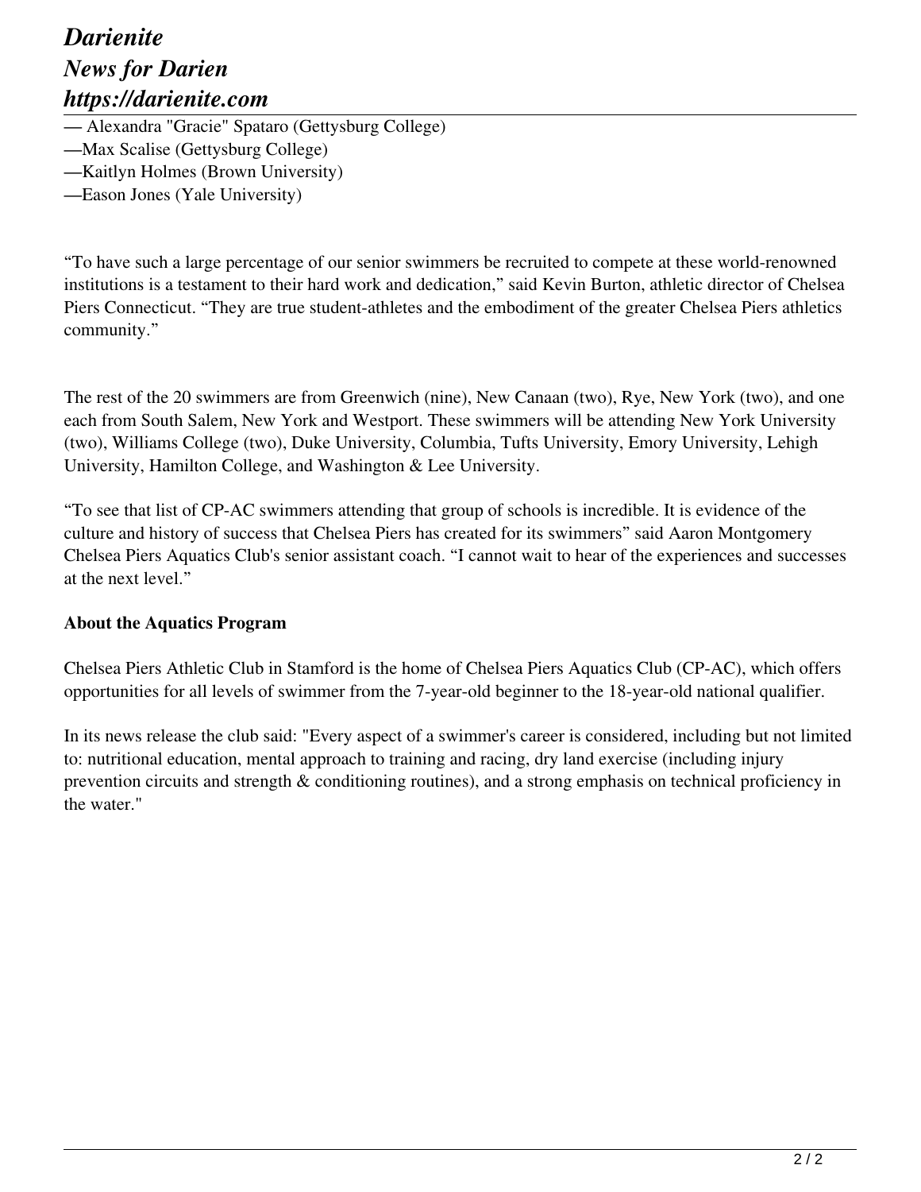— Alexandra "Gracie" Spataro (Gettysburg College)
—Max Scalise (Gettysburg College)
—Kaitlyn Holmes (Brown University)
—Eason Jones (Yale University)

“To have such a large percentage of our senior swimmers be recruited to compete at these world-renowned institutions is a testament to their hard work and dedication,” said Kevin Burton, athletic director of Chelsea Piers Connecticut. “They are true student-athletes and the embodiment of the greater Chelsea Piers athletics community.”

The rest of the 20 swimmers are from Greenwich (nine), New Canaan (two), Rye, New York (two), and one each from South Salem, New York and Westport. These swimmers will be attending New York University (two), Williams College (two), Duke University, Columbia, Tufts University, Emory University, Lehigh University, Hamilton College, and Washington & Lee University.

“To see that list of CP-AC swimmers attending that group of schools is incredible. It is evidence of the culture and history of success that Chelsea Piers has created for its swimmers” said Aaron Montgomery Chelsea Piers Aquatics Club's senior assistant coach. “I cannot wait to hear of the experiences and successes at the next level.”

**About the Aquatics Program**

Chelsea Piers Athletic Club in Stamford is the home of Chelsea Piers Aquatics Club (CP-AC), which offers opportunities for all levels of swimmer from the 7-year-old beginner to the 18-year-old national qualifier.

In its news release the club said: "Every aspect of a swimmer's career is considered, including but not limited to: nutritional education, mental approach to training and racing, dry land exercise (including injury prevention circuits and strength & conditioning routines), and a strong emphasis on technical proficiency in the water."